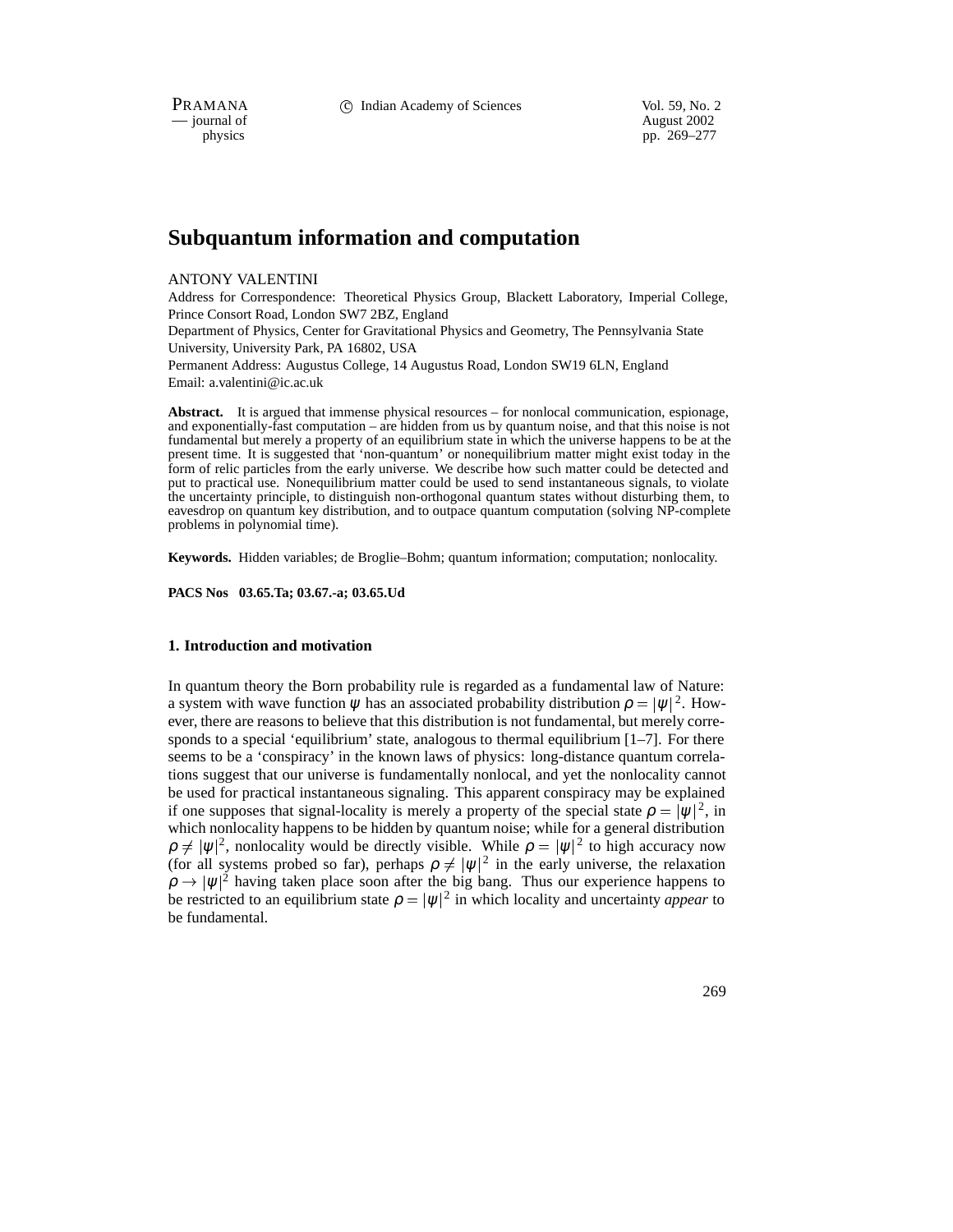# Subquantum information and computation

ANTONY VALENTINI

Address for Correspondence: Theoretical Physics Group, Blackett Laboratory, Imperial College, Prince Consort Road, London SW7 2BZ, England

Department of Physics, Center for Gravitational Physics and Geometry, The Pennsylvania State University, University Park, PA 16802, USA

Permanent Address: Augustus College, 14 Augustus Road, London SW19 6LN, England

Email: a.valentini@ic.ac.uk

**Abstract.** It is argued that immense physical resources – for nonlocal communication, espionage, and exponentially-fast computation – are hidden from us by quantum noise, and that this noise is not fundamental but merely a property of an equilibrium state in which the universe happens to be at the present time. It is suggested that 'non-quantum' or nonequilibrium matter might exist today in the form of relic particles from the early universe. We describe how such matter could be detected and put to practical use. Nonequilibrium matter could be used to send instantaneous signals, to violate the uncertainty principle, to distinguish non-orthogonal quantum states without disturbing them, to eavesdrop on quantum key distribution, and to outpace quantum computation (solving NP-complete problems in polynomial time).

**Keywords.** Hidden variables; de Broglie–Bohm; quantum information; computation; nonlocality.

**PACS Nos 03.65.Ta; 03.67.-a; 03.65.Ud**

## 1. Introduction and motivation

In quantum theory the Born probability rule is regarded as a fundamental law of Nature: a system with wave function $\psi$ has an associated probability distribution $\rho = |\psi|^2$. However, there are reasons to believe that this distribution is not fundamental, but merely corresponds to a special 'equilibrium' state, analogous to thermal equilibrium [1–7]. For there seems to be a 'conspiracy' in the known laws of physics: long-distance quantum correlations suggest that our universe is fundamentally nonlocal, and yet the nonlocality cannot be used for practical instantaneous signaling. This apparent conspiracy may be explained if one supposes that signal-locality is merely a property of the special state $\rho = |\psi|^2$, in which nonlocality happens to be hidden by quantum noise; while for a general distribution $\rho \neq |\psi|^2$, nonlocality would be directly visible. While $\rho = |\psi|^2$ to high accuracy now (for all systems probed so far), perhaps $\rho \neq |\psi|^2$ in the early universe, the relaxation $\rho \to |\psi|^2$ having taken place soon after the big bang. Thus our experience happens to be restricted to an equilibrium state $\rho = |\psi|^2$ in which locality and uncertainty *appear* to be fundamental.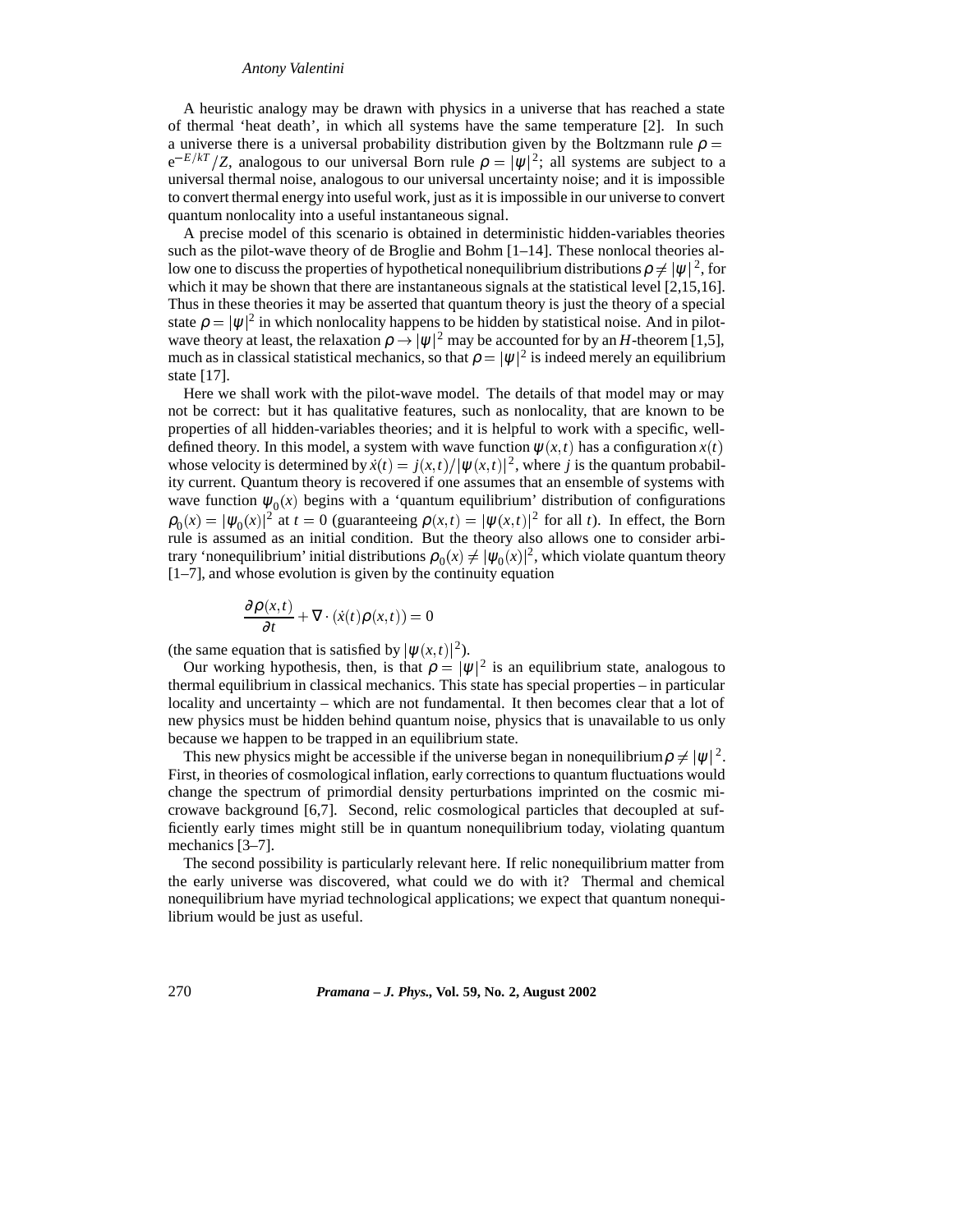A heuristic analogy may be drawn with physics in a universe that has reached a state of thermal 'heat death', in which all systems have the same temperature [2]. In such a universe there is a universal probability distribution given by the Boltzmann rule $\rho = e^{-E/kT}/Z$, analogous to our universal Born rule $\rho = |\psi|^2$; all systems are subject to a universal thermal noise, analogous to our universal uncertainty noise; and it is impossible to convert thermal energy into useful work, just as it is impossible in our universe to convert quantum nonlocality into a useful instantaneous signal.

A precise model of this scenario is obtained in deterministic hidden-variables theories such as the pilot-wave theory of de Broglie and Bohm [1–14]. These nonlocal theories allow one to discuss the properties of hypothetical nonequilibrium distributions $\rho \neq |\psi|^2$, for which it may be shown that there are instantaneous signals at the statistical level [2,15,16]. Thus in these theories it may be asserted that quantum theory is just the theory of a special state $\rho = |\psi|^2$ in which nonlocality happens to be hidden by statistical noise. And in pilot-wave theory at least, the relaxation $\rho \rightarrow |\psi|^2$ may be accounted for by an $H$-theorem [1,5], much as in classical statistical mechanics, so that $\rho = |\psi|^2$ is indeed merely an equilibrium state [17].

Here we shall work with the pilot-wave model. The details of that model may or may not be correct: but it has qualitative features, such as nonlocality, that are known to be properties of all hidden-variables theories; and it is helpful to work with a specific, well-defined theory. In this model, a system with wave function $\psi(x,t)$ has a configuration $x(t)$ whose velocity is determined by $\dot{x}(t) = j(x,t)/|\psi(x,t)|^2$, where $j$ is the quantum probability current. Quantum theory is recovered if one assumes that an ensemble of systems with wave function $\psi_0(x)$ begins with a 'quantum equilibrium' distribution of configurations $\rho_0(x) = |\psi_0(x)|^2$ at $t = 0$ (guaranteeing $\rho(x,t) = |\psi(x,t)|^2$ for all $t$). In effect, the Born rule is assumed as an initial condition. But the theory also allows one to consider arbitrary 'nonequilibrium' initial distributions $\rho_0(x) \neq |\psi_0(x)|^2$, which violate quantum theory [1–7], and whose evolution is given by the continuity equation

$$\frac{\partial \rho(x,t)}{\partial t} + \nabla \cdot (\dot{x}(t)\rho(x,t)) = 0$$

(the same equation that is satisfied by $|\psi(x,t)|^2$).

Our working hypothesis, then, is that $\rho = |\psi|^2$ is an equilibrium state, analogous to thermal equilibrium in classical mechanics. This state has special properties – in particular locality and uncertainty – which are not fundamental. It then becomes clear that a lot of new physics must be hidden behind quantum noise, physics that is unavailable to us only because we happen to be trapped in an equilibrium state.

This new physics might be accessible if the universe began in nonequilibrium $\rho \neq |\psi|^2$. First, in theories of cosmological inflation, early corrections to quantum fluctuations would change the spectrum of primordial density perturbations imprinted on the cosmic microwave background [6,7]. Second, relic cosmological particles that decoupled at sufficiently early times might still be in quantum nonequilibrium today, violating quantum mechanics [3–7].

The second possibility is particularly relevant here. If relic nonequilibrium matter from the early universe was discovered, what could we do with it? Thermal and chemical nonequilibrium have myriad technological applications; we expect that quantum nonequilibrium would be just as useful.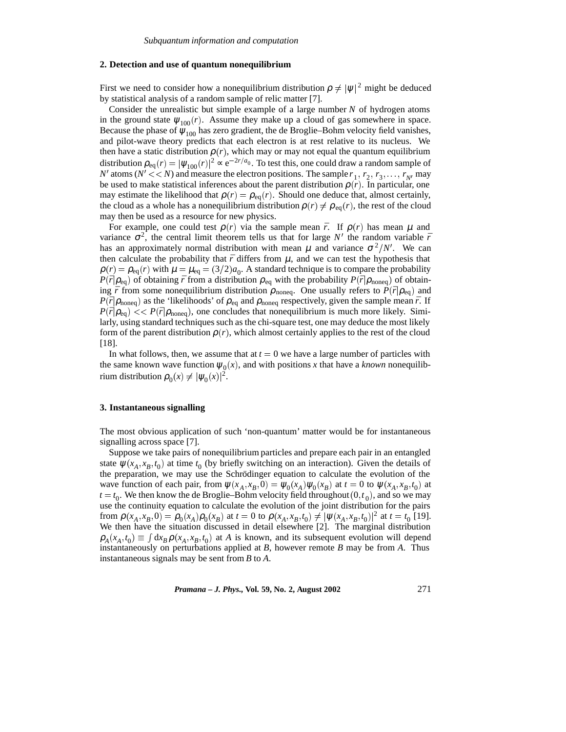## 2. Detection and use of quantum nonequilibrium

First we need to consider how a nonequilibrium distribution $\rho \neq |\psi|^2$ might be deduced by statistical analysis of a random sample of relic matter [7].

Consider the unrealistic but simple example of a large number $N$ of hydrogen atoms in the ground state $\psi_{100}(r)$. Assume they make up a cloud of gas somewhere in space. Because the phase of $\psi_{100}$ has zero gradient, the de Broglie–Bohm velocity field vanishes, and pilot-wave theory predicts that each electron is at rest relative to its nucleus. We then have a static distribution $\rho(r)$, which may or may not equal the quantum equilibrium distribution $\rho_{\text{eq}}(r) = |\psi_{100}(r)|^2 \propto \mathrm{e}^{-2r/a_0}$. To test this, one could draw a random sample of $N'$ atoms ($N' << N$) and measure the electron positions. The sample $r_1, r_2, r_3, \ldots, r_{N'}$ may be used to make statistical inferences about the parent distribution $\rho(r)$. In particular, one may estimate the likelihood that $\rho(r) = \rho_{\text{eq}}(r)$. Should one deduce that, almost certainly, the cloud as a whole has a nonequilibrium distribution $\rho(r) \neq \rho_{\text{eq}}(r)$, the rest of the cloud may then be used as a resource for new physics.

For example, one could test $\rho(r)$ via the sample mean $\bar{r}$. If $\rho(r)$ has mean $\mu$ and variance $\sigma^2$, the central limit theorem tells us that for large $N'$ the random variable $\bar{r}$ has an approximately normal distribution with mean $\mu$ and variance $\sigma^2/N'$. We can then calculate the probability that $\bar{r}$ differs from $\mu$, and we can test the hypothesis that $\rho(r) = \rho_{\text{eq}}(r)$ with $\mu = \mu_{\text{eq}} = (3/2)a_0$. A standard technique is to compare the probability $P(\bar{r}|\rho_{\text{eq}})$ of obtaining $\bar{r}$ from a distribution $\rho_{\text{eq}}$ with the probability $P(\bar{r}|\rho_{\text{noneq}})$ of obtaining $\bar{r}$ from some nonequilibrium distribution $\rho_{\text{noneq}}$. One usually refers to $P(\bar{r}|\rho_{\text{eq}})$ and $P(\bar{r}|\rho_{\text{noneq}})$ as the 'likelihoods' of $\rho_{\text{eq}}$ and $\rho_{\text{noneq}}$ respectively, given the sample mean $\bar{r}$. If $P(\bar{r}|\rho_{\text{eq}}) << P(\bar{r}|\rho_{\text{noneq}})$, one concludes that nonequilibrium is much more likely. Similarly, using standard techniques such as the chi-square test, one may deduce the most likely form of the parent distribution $\rho(r)$, which almost certainly applies to the rest of the cloud [18].

In what follows, then, we assume that at $t = 0$ we have a large number of particles with the same known wave function $\psi_0(x)$, and with positions $x$ that have a *known* nonequilibrium distribution $\rho_0(x) \neq |\psi_0(x)|^2$.

## 3. Instantaneous signalling

The most obvious application of such 'non-quantum' matter would be for instantaneous signalling across space [7].

Suppose we take pairs of nonequilibrium particles and prepare each pair in an entangled state $\psi(x_A, x_B, t_0)$ at time $t_0$ (by briefly switching on an interaction). Given the details of the preparation, we may use the Schrödinger equation to calculate the evolution of the wave function of each pair, from $\psi(x_A, x_B, 0) = \psi_0(x_A)\psi_0(x_B)$ at $t = 0$ to $\psi(x_A, x_B, t_0)$ at $t = t_0$. We then know the de Broglie–Bohm velocity field throughout $(0, t_0)$, and so we may use the continuity equation to calculate the evolution of the joint distribution for the pairs from $\rho(x_A, x_B, 0) = \rho_0(x_A)\rho_0(x_B)$ at $t = 0$ to $\rho(x_A, x_B, t_0) \neq |\psi(x_A, x_B, t_0)|^2$ at $t = t_0$ [19]. We then have the situation discussed in detail elsewhere [2]. The marginal distribution $\rho_A(x_A, t_0) \equiv \int \mathrm{d}x_B\, \rho(x_A, x_B, t_0)$ at $A$ is known, and its subsequent evolution will depend instantaneously on perturbations applied at $B$, however remote $B$ may be from $A$. Thus instantaneous signals may be sent from $B$ to $A$.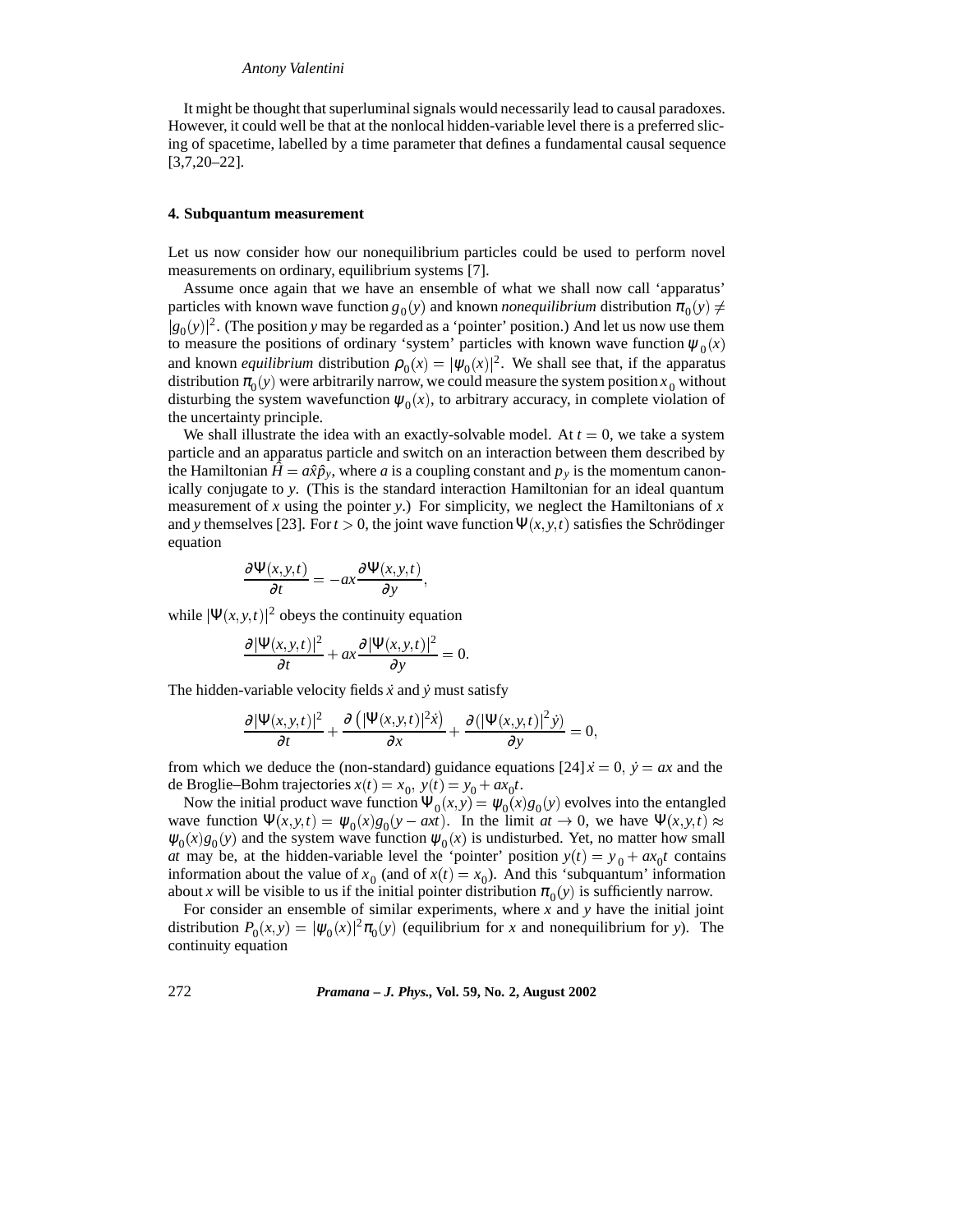It might be thought that superluminal signals would necessarily lead to causal paradoxes. However, it could well be that at the nonlocal hidden-variable level there is a preferred slicing of spacetime, labelled by a time parameter that defines a fundamental causal sequence [3,7,20–22].

#### 4. Subquantum measurement

Let us now consider how our nonequilibrium particles could be used to perform novel measurements on ordinary, equilibrium systems [7].

Assume once again that we have an ensemble of what we shall now call 'apparatus' particles with known wave function $g_0(y)$ and known *nonequilibrium* distribution $\pi_0(y) \neq |g_0(y)|^2$. (The position $y$ may be regarded as a 'pointer' position.) And let us now use them to measure the positions of ordinary 'system' particles with known wave function $\psi_0(x)$ and known *equilibrium* distribution $\rho_0(x) = |\psi_0(x)|^2$. We shall see that, if the apparatus distribution $\pi_0(y)$ were arbitrarily narrow, we could measure the system position $x_0$ without disturbing the system wavefunction $\psi_0(x)$, to arbitrary accuracy, in complete violation of the uncertainty principle.

We shall illustrate the idea with an exactly-solvable model. At $t = 0$, we take a system particle and an apparatus particle and switch on an interaction between them described by the Hamiltonian $\hat{H} = a\hat{x}\hat{p}_y$, where $a$ is a coupling constant and $p_y$ is the momentum canonically conjugate to $y$. (This is the standard interaction Hamiltonian for an ideal quantum measurement of $x$ using the pointer $y$.) For simplicity, we neglect the Hamiltonians of $x$ and $y$ themselves [23]. For $t > 0$, the joint wave function $\Psi(x,y,t)$ satisfies the Schrödinger equation

$$\frac{\partial \Psi(x,y,t)}{\partial t} = -ax\frac{\partial \Psi(x,y,t)}{\partial y},$$

while $|\Psi(x,y,t)|^2$ obeys the continuity equation

$$\frac{\partial |\Psi(x,y,t)|^2}{\partial t} + ax\frac{\partial |\Psi(x,y,t)|^2}{\partial y} = 0.$$

The hidden-variable velocity fields $\dot{x}$ and $\dot{y}$ must satisfy

$$\frac{\partial |\Psi(x,y,t)|^2}{\partial t} + \frac{\partial \left(|\Psi(x,y,t)|^2 \dot{x}\right)}{\partial x} + \frac{\partial \left(|\Psi(x,y,t)|^2 \dot{y}\right)}{\partial y} = 0,$$

from which we deduce the (non-standard) guidance equations [24] $\dot{x} = 0$, $\dot{y} = ax$ and the de Broglie–Bohm trajectories $x(t) = x_0$, $y(t) = y_0 + ax_0 t$.

Now the initial product wave function $\Psi_0(x,y) = \psi_0(x)g_0(y)$ evolves into the entangled wave function $\Psi(x,y,t) = \psi_0(x)g_0(y - axt)$. In the limit $at \to 0$, we have $\Psi(x,y,t) \approx \psi_0(x)g_0(y)$ and the system wave function $\psi_0(x)$ is undisturbed. Yet, no matter how small $at$ may be, at the hidden-variable level the 'pointer' position $y(t) = y_0 + ax_0 t$ contains information about the value of $x_0$ (and of $x(t) = x_0$). And this 'subquantum' information about $x$ will be visible to us if the initial pointer distribution $\pi_0(y)$ is sufficiently narrow.

For consider an ensemble of similar experiments, where $x$ and $y$ have the initial joint distribution $P_0(x,y) = |\psi_0(x)|^2 \pi_0(y)$ (equilibrium for $x$ and nonequilibrium for $y$). The continuity equation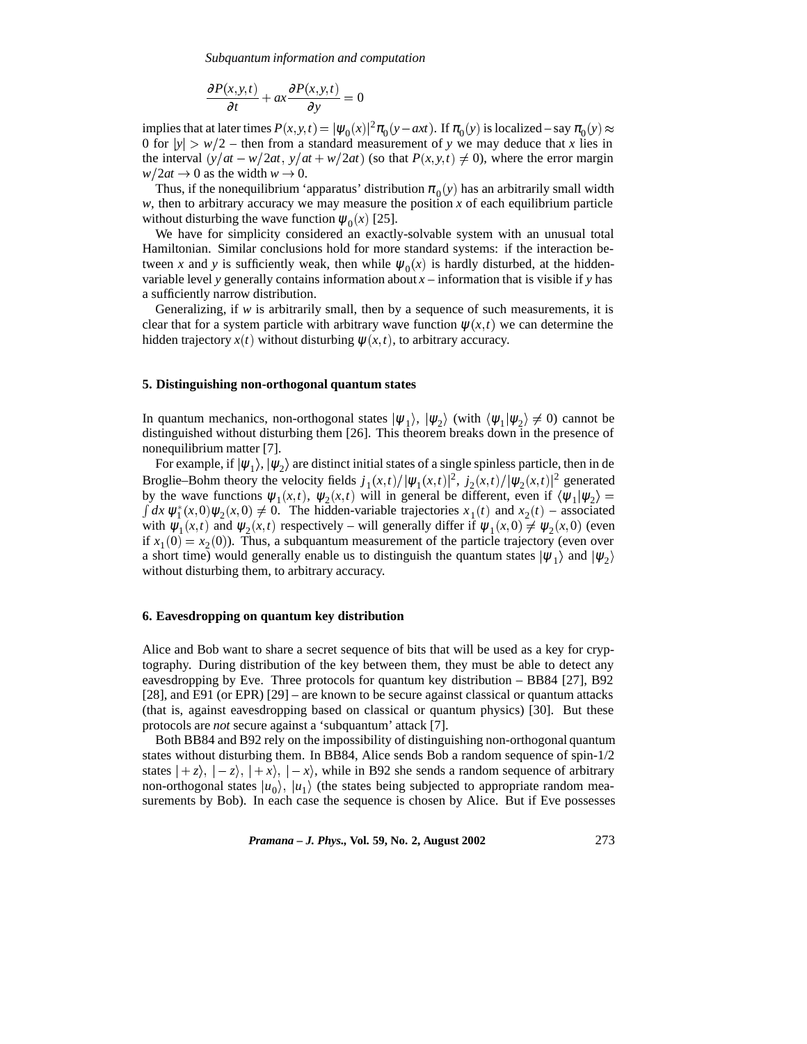$$\frac{\partial P(x,y,t)}{\partial t} + ax\frac{\partial P(x,y,t)}{\partial y} = 0$$

implies that at later times $P(x,y,t) = |\psi_0(x)|^2 \pi_0(y - axt)$. If $\pi_0(y)$ is localized – say $\pi_0(y) \approx 0$ for $|y| > w/2$ – then from a standard measurement of $y$ we may deduce that $x$ lies in the interval $(y/at - w/2at,\ y/at + w/2at)$ (so that $P(x,y,t) \neq 0$), where the error margin $w/2at \to 0$ as the width $w \to 0$.

Thus, if the nonequilibrium 'apparatus' distribution $\pi_0(y)$ has an arbitrarily small width $w$, then to arbitrary accuracy we may measure the position $x$ of each equilibrium particle without disturbing the wave function $\psi_0(x)$ [25].

We have for simplicity considered an exactly-solvable system with an unusual total Hamiltonian. Similar conclusions hold for more standard systems: if the interaction between $x$ and $y$ is sufficiently weak, then while $\psi_0(x)$ is hardly disturbed, at the hidden-variable level $y$ generally contains information about $x$ – information that is visible if $y$ has a sufficiently narrow distribution.

Generalizing, if $w$ is arbitrarily small, then by a sequence of such measurements, it is clear that for a system particle with arbitrary wave function $\psi(x,t)$ we can determine the hidden trajectory $x(t)$ without disturbing $\psi(x,t)$, to arbitrary accuracy.

### 5. Distinguishing non-orthogonal quantum states

In quantum mechanics, non-orthogonal states $|\psi_1\rangle$, $|\psi_2\rangle$ (with $\langle\psi_1|\psi_2\rangle \neq 0$) cannot be distinguished without disturbing them [26]. This theorem breaks down in the presence of nonequilibrium matter [7].

For example, if $|\psi_1\rangle, |\psi_2\rangle$ are distinct initial states of a single spinless particle, then in de Broglie–Bohm theory the velocity fields $j_1(x,t)/|\psi_1(x,t)|^2$, $j_2(x,t)/|\psi_2(x,t)|^2$ generated by the wave functions $\psi_1(x,t)$, $\psi_2(x,t)$ will in general be different, even if $\langle\psi_1|\psi_2\rangle = \int dx\, \psi_1^*(x,0)\psi_2(x,0) \neq 0$. The hidden-variable trajectories $x_1(t)$ and $x_2(t)$ – associated with $\psi_1(x,t)$ and $\psi_2(x,t)$ respectively – will generally differ if $\psi_1(x,0) \neq \psi_2(x,0)$ (even if $x_1(0) = x_2(0)$). Thus, a subquantum measurement of the particle trajectory (even over a short time) would generally enable us to distinguish the quantum states $|\psi_1\rangle$ and $|\psi_2\rangle$ without disturbing them, to arbitrary accuracy.

### 6. Eavesdropping on quantum key distribution

Alice and Bob want to share a secret sequence of bits that will be used as a key for cryptography. During distribution of the key between them, they must be able to detect any eavesdropping by Eve. Three protocols for quantum key distribution – BB84 [27], B92 [28], and E91 (or EPR) [29] – are known to be secure against classical or quantum attacks (that is, against eavesdropping based on classical or quantum physics) [30]. But these protocols are *not* secure against a 'subquantum' attack [7].

Both BB84 and B92 rely on the impossibility of distinguishing non-orthogonal quantum states without disturbing them. In BB84, Alice sends Bob a random sequence of spin-1/2 states $|+z\rangle$, $|-z\rangle$, $|+x\rangle$, $|-x\rangle$, while in B92 she sends a random sequence of arbitrary non-orthogonal states $|u_0\rangle$, $|u_1\rangle$ (the states being subjected to appropriate random measurements by Bob). In each case the sequence is chosen by Alice. But if Eve possesses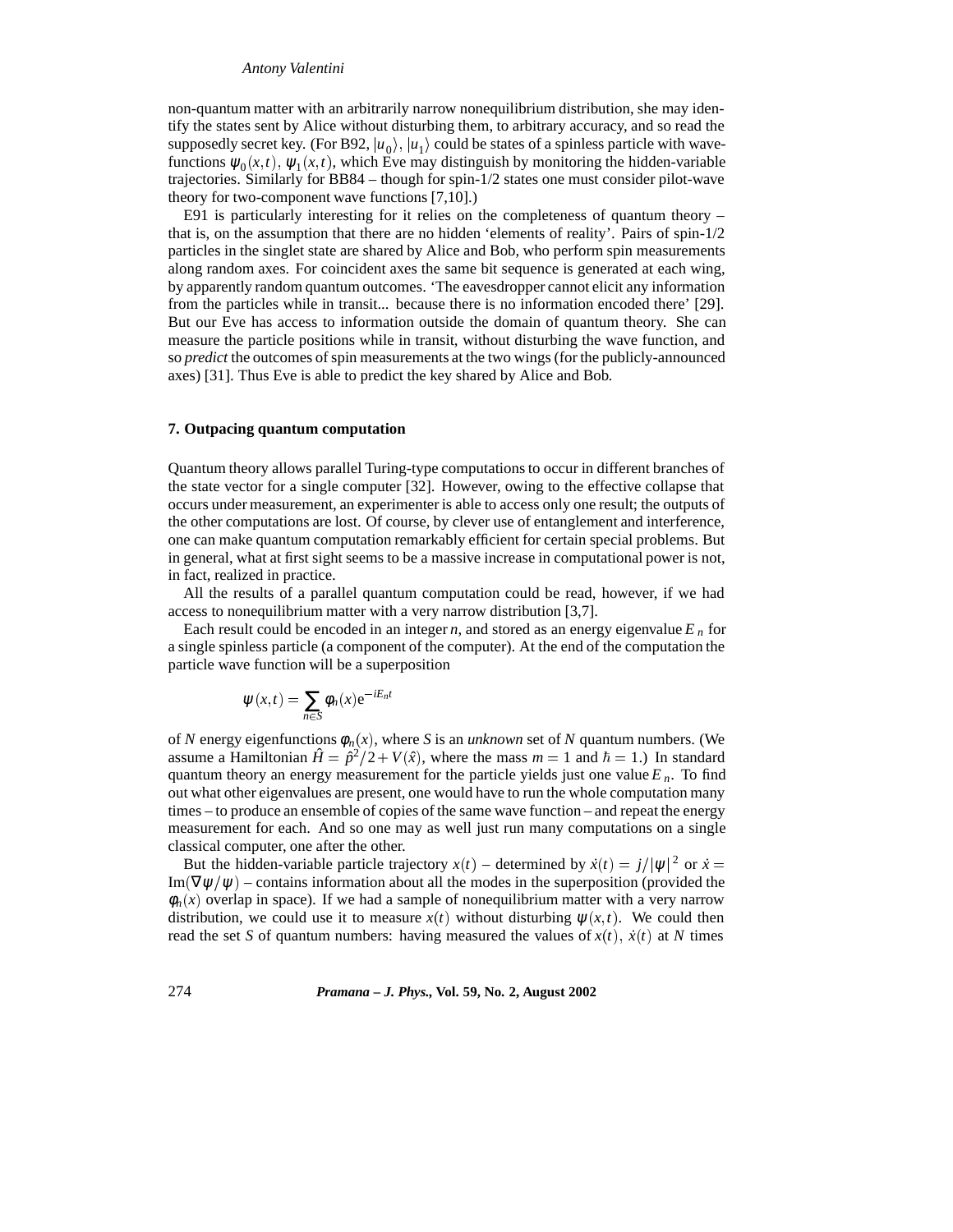non-quantum matter with an arbitrarily narrow nonequilibrium distribution, she may identify the states sent by Alice without disturbing them, to arbitrary accuracy, and so read the supposedly secret key. (For B92, $|u_0\rangle$, $|u_1\rangle$ could be states of a spinless particle with wave-functions $\psi_0(x,t)$, $\psi_1(x,t)$, which Eve may distinguish by monitoring the hidden-variable trajectories. Similarly for BB84 – though for spin-1/2 states one must consider pilot-wave theory for two-component wave functions [7,10].)

E91 is particularly interesting for it relies on the completeness of quantum theory – that is, on the assumption that there are no hidden 'elements of reality'. Pairs of spin-1/2 particles in the singlet state are shared by Alice and Bob, who perform spin measurements along random axes. For coincident axes the same bit sequence is generated at each wing, by apparently random quantum outcomes. 'The eavesdropper cannot elicit any information from the particles while in transit... because there is no information encoded there' [29]. But our Eve has access to information outside the domain of quantum theory. She can measure the particle positions while in transit, without disturbing the wave function, and so *predict* the outcomes of spin measurements at the two wings (for the publicly-announced axes) [31]. Thus Eve is able to predict the key shared by Alice and Bob.

## 7. Outpacing quantum computation

Quantum theory allows parallel Turing-type computations to occur in different branches of the state vector for a single computer [32]. However, owing to the effective collapse that occurs under measurement, an experimenter is able to access only one result; the outputs of the other computations are lost. Of course, by clever use of entanglement and interference, one can make quantum computation remarkably efficient for certain special problems. But in general, what at first sight seems to be a massive increase in computational power is not, in fact, realized in practice.

All the results of a parallel quantum computation could be read, however, if we had access to nonequilibrium matter with a very narrow distribution [3,7].

Each result could be encoded in an integer $n$, and stored as an energy eigenvalue $E_n$ for a single spinless particle (a component of the computer). At the end of the computation the particle wave function will be a superposition

$$\psi(x,t) = \sum_{n\in S} \phi_n(x)\mathrm{e}^{-iE_nt}$$

of $N$ energy eigenfunctions $\phi_n(x)$, where $S$ is an *unknown* set of $N$ quantum numbers. (We assume a Hamiltonian $\hat{H} = \hat{p}^2/2 + V(\hat{x})$, where the mass $m = 1$ and $\hbar = 1$.) In standard quantum theory an energy measurement for the particle yields just one value $E_n$. To find out what other eigenvalues are present, one would have to run the whole computation many times – to produce an ensemble of copies of the same wave function – and repeat the energy measurement for each. And so one may as well just run many computations on a single classical computer, one after the other.

But the hidden-variable particle trajectory $x(t)$ – determined by $\dot{x}(t) = j/|\psi|^2$ or $\dot{x} = \mathrm{Im}(\nabla\psi/\psi)$ – contains information about all the modes in the superposition (provided the $\phi_n(x)$ overlap in space). If we had a sample of nonequilibrium matter with a very narrow distribution, we could use it to measure $x(t)$ without disturbing $\psi(x,t)$. We could then read the set $S$ of quantum numbers: having measured the values of $x(t)$, $\dot{x}(t)$ at $N$ times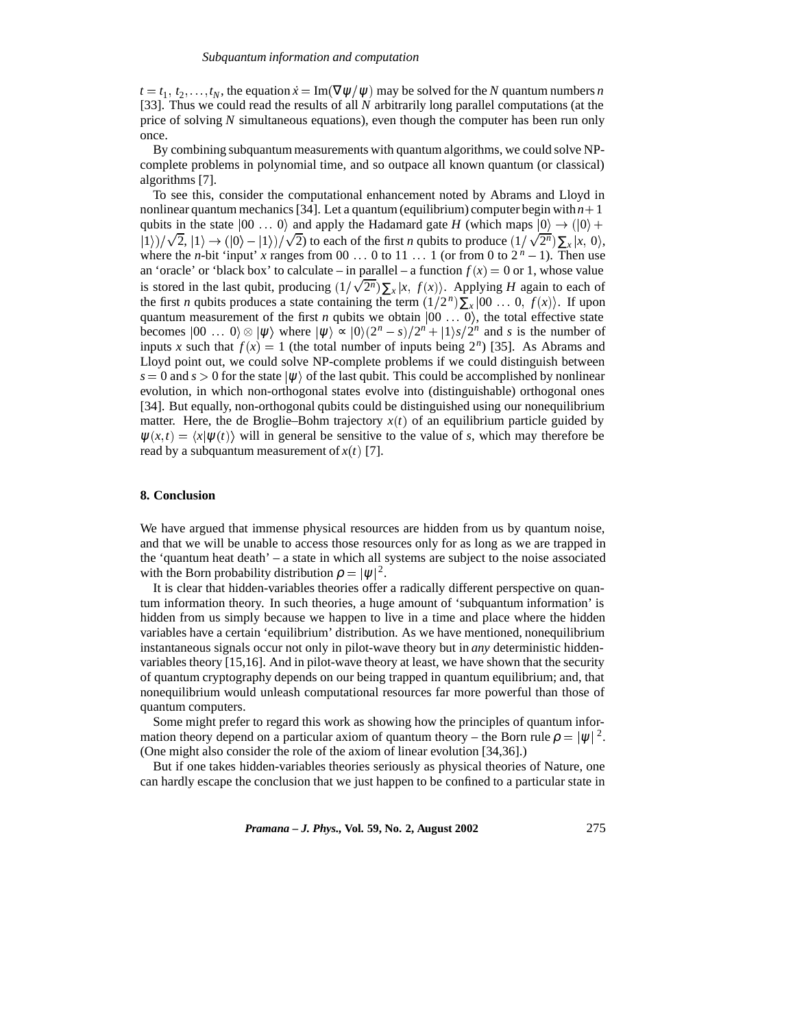$t = t_1, t_2, \ldots, t_N$, the equation $\dot{x} = \mathrm{Im}(\nabla\psi/\psi)$ may be solved for the $N$ quantum numbers $n$ [33]. Thus we could read the results of all $N$ arbitrarily long parallel computations (at the price of solving $N$ simultaneous equations), even though the computer has been run only once.

By combining subquantum measurements with quantum algorithms, we could solve NP-complete problems in polynomial time, and so outpace all known quantum (or classical) algorithms [7].

To see this, consider the computational enhancement noted by Abrams and Lloyd in nonlinear quantum mechanics [34]. Let a quantum (equilibrium) computer begin with $n+1$ qubits in the state $|00\ldots0\rangle$ and apply the Hadamard gate $H$ (which maps $|0\rangle \to (|0\rangle + |1\rangle)/\sqrt{2}$, $|1\rangle \to (|0\rangle - |1\rangle)/\sqrt{2}$) to each of the first $n$ qubits to produce $(1/\sqrt{2^n})\sum_x |x,\, 0\rangle$, where the $n$-bit 'input' $x$ ranges from $00\ldots0$ to $11\ldots1$ (or from 0 to $2^n - 1$). Then use an 'oracle' or 'black box' to calculate – in parallel – a function $f(x) = 0$ or 1, whose value is stored in the last qubit, producing $(1/\sqrt{2^n})\sum_x |x,\, f(x)\rangle$. Applying $H$ again to each of the first $n$ qubits produces a state containing the term $(1/2^n)\sum_x |00\ldots0,\, f(x)\rangle$. If upon quantum measurement of the first $n$ qubits we obtain $|00\ldots0\rangle$, the total effective state becomes $|00\ldots0\rangle \otimes |\psi\rangle$ where $|\psi\rangle \propto |0\rangle(2^n - s)/2^n + |1\rangle s/2^n$ and $s$ is the number of inputs $x$ such that $f(x) = 1$ (the total number of inputs being $2^n$) [35]. As Abrams and Lloyd point out, we could solve NP-complete problems if we could distinguish between $s = 0$ and $s > 0$ for the state $|\psi\rangle$ of the last qubit. This could be accomplished by nonlinear evolution, in which non-orthogonal states evolve into (distinguishable) orthogonal ones [34]. But equally, non-orthogonal qubits could be distinguished using our nonequilibrium matter. Here, the de Broglie–Bohm trajectory $x(t)$ of an equilibrium particle guided by $\psi(x,t) = \langle x|\psi(t)\rangle$ will in general be sensitive to the value of $s$, which may therefore be read by a subquantum measurement of $x(t)$ [7].

## 8. Conclusion

We have argued that immense physical resources are hidden from us by quantum noise, and that we will be unable to access those resources only for as long as we are trapped in the 'quantum heat death' – a state in which all systems are subject to the noise associated with the Born probability distribution $\rho = |\psi|^2$.

It is clear that hidden-variables theories offer a radically different perspective on quantum information theory. In such theories, a huge amount of 'subquantum information' is hidden from us simply because we happen to live in a time and place where the hidden variables have a certain 'equilibrium' distribution. As we have mentioned, nonequilibrium instantaneous signals occur not only in pilot-wave theory but in *any* deterministic hidden-variables theory [15,16]. And in pilot-wave theory at least, we have shown that the security of quantum cryptography depends on our being trapped in quantum equilibrium; and, that nonequilibrium would unleash computational resources far more powerful than those of quantum computers.

Some might prefer to regard this work as showing how the principles of quantum information theory depend on a particular axiom of quantum theory – the Born rule $\rho = |\psi|^2$. (One might also consider the role of the axiom of linear evolution [34,36].)

But if one takes hidden-variables theories seriously as physical theories of Nature, one can hardly escape the conclusion that we just happen to be confined to a particular state in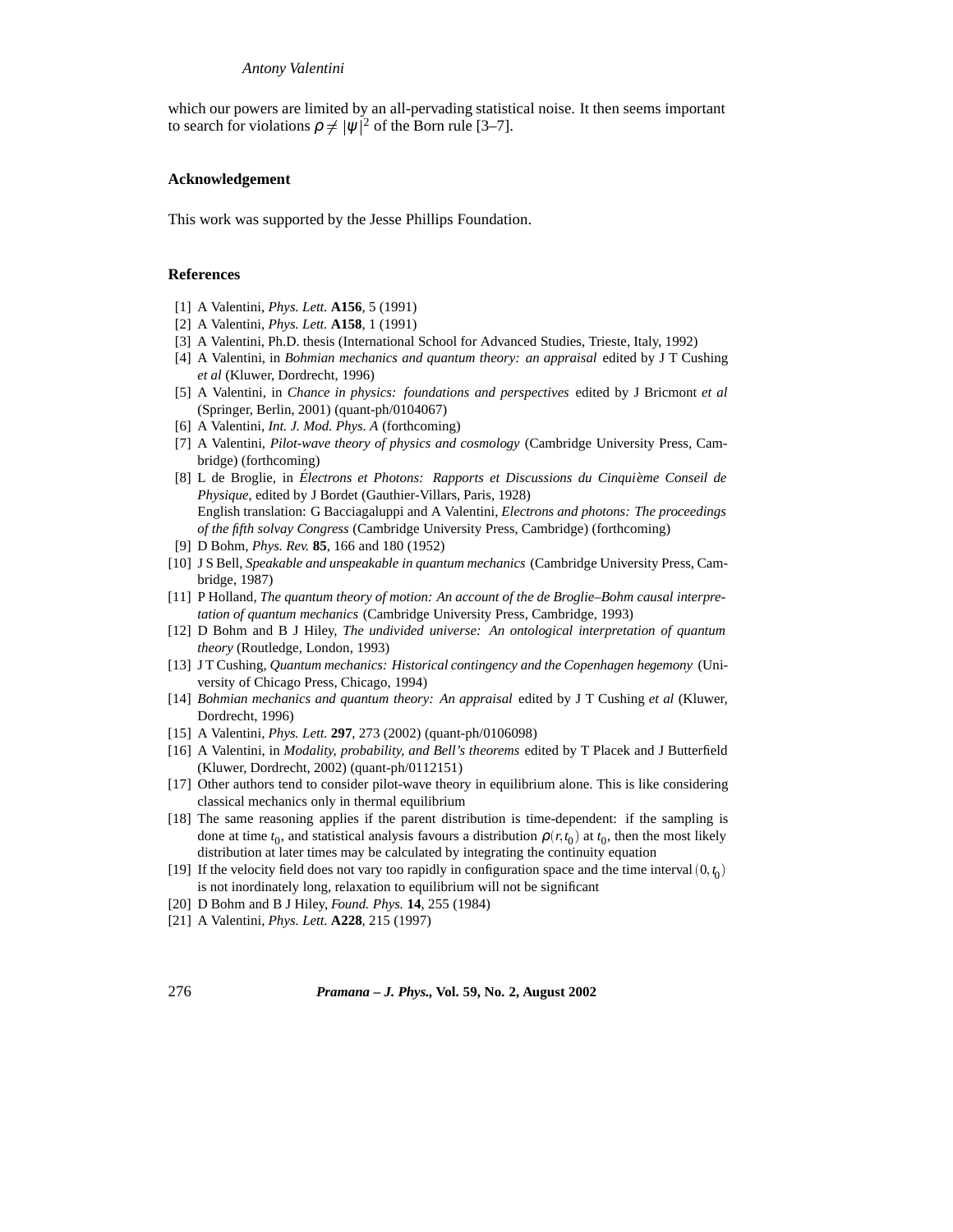which our powers are limited by an all-pervading statistical noise. It then seems important to search for violations $\rho \neq |\psi|^2$ of the Born rule [3–7].

### Acknowledgement

This work was supported by the Jesse Phillips Foundation.

### References

[1] A Valentini, *Phys. Lett.* **A156**, 5 (1991)

[2] A Valentini, *Phys. Lett.* **A158**, 1 (1991)

[3] A Valentini, Ph.D. thesis (International School for Advanced Studies, Trieste, Italy, 1992)

[4] A Valentini, in *Bohmian mechanics and quantum theory: an appraisal* edited by J T Cushing *et al* (Kluwer, Dordrecht, 1996)

[5] A Valentini, in *Chance in physics: foundations and perspectives* edited by J Bricmont *et al* (Springer, Berlin, 2001) (quant-ph/0104067)

[6] A Valentini, *Int. J. Mod. Phys. A* (forthcoming)

[7] A Valentini, *Pilot-wave theory of physics and cosmology* (Cambridge University Press, Cambridge) (forthcoming)

[8] L de Broglie, in *Électrons et Photons: Rapports et Discussions du Cinquième Conseil de Physique*, edited by J Bordet (Gauthier-Villars, Paris, 1928)
English translation: G Bacciagaluppi and A Valentini, *Electrons and photons: The proceedings of the fifth solvay Congress* (Cambridge University Press, Cambridge) (forthcoming)

[9] D Bohm, *Phys. Rev.* **85**, 166 and 180 (1952)

[10] J S Bell, *Speakable and unspeakable in quantum mechanics* (Cambridge University Press, Cambridge, 1987)

[11] P Holland, *The quantum theory of motion: An account of the de Broglie–Bohm causal interpretation of quantum mechanics* (Cambridge University Press, Cambridge, 1993)

[12] D Bohm and B J Hiley, *The undivided universe: An ontological interpretation of quantum theory* (Routledge, London, 1993)

[13] J T Cushing, *Quantum mechanics: Historical contingency and the Copenhagen hegemony* (University of Chicago Press, Chicago, 1994)

[14] *Bohmian mechanics and quantum theory: An appraisal* edited by J T Cushing *et al* (Kluwer, Dordrecht, 1996)

[15] A Valentini, *Phys. Lett.* **297**, 273 (2002) (quant-ph/0106098)

[16] A Valentini, in *Modality, probability, and Bell's theorems* edited by T Placek and J Butterfield (Kluwer, Dordrecht, 2002) (quant-ph/0112151)

[17] Other authors tend to consider pilot-wave theory in equilibrium alone. This is like considering classical mechanics only in thermal equilibrium

[18] The same reasoning applies if the parent distribution is time-dependent: if the sampling is done at time $t_0$, and statistical analysis favours a distribution $\rho(r,t_0)$ at $t_0$, then the most likely distribution at later times may be calculated by integrating the continuity equation

[19] If the velocity field does not vary too rapidly in configuration space and the time interval $(0,t_0)$ is not inordinately long, relaxation to equilibrium will not be significant

[20] D Bohm and B J Hiley, *Found. Phys.* **14**, 255 (1984)

[21] A Valentini, *Phys. Lett.* **A228**, 215 (1997)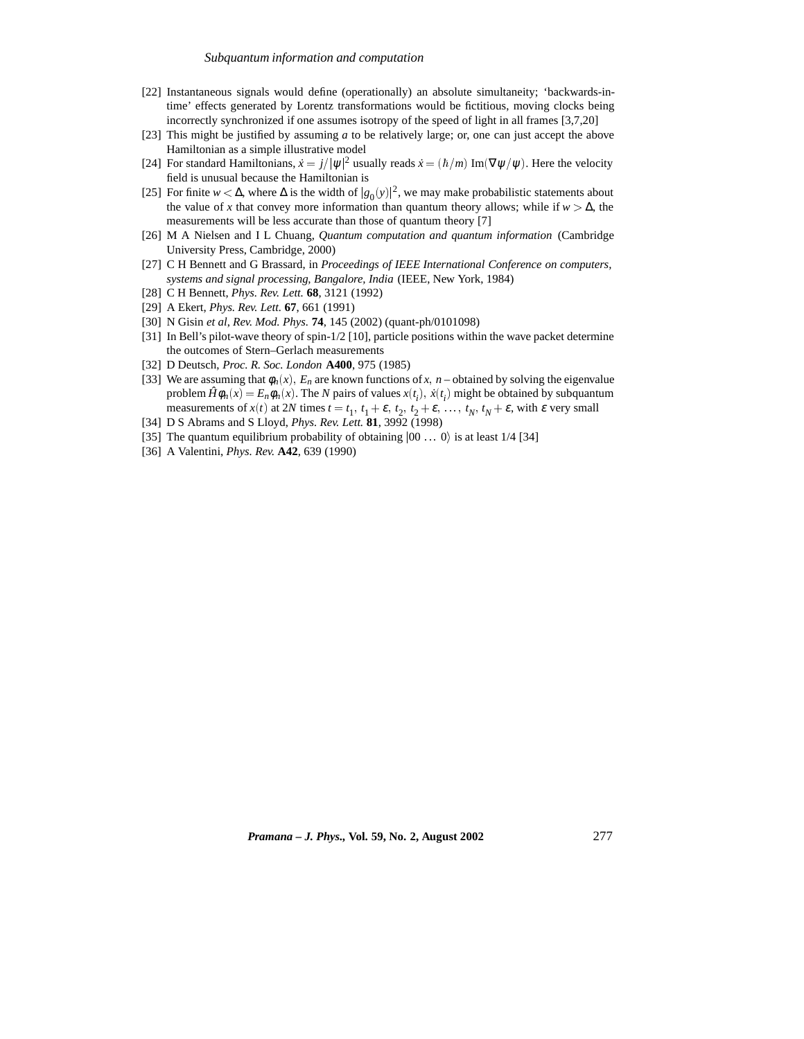[22] Instantaneous signals would define (operationally) an absolute simultaneity; 'backwards-in-time' effects generated by Lorentz transformations would be fictitious, moving clocks being incorrectly synchronized if one assumes isotropy of the speed of light in all frames [3,7,20]

[23] This might be justified by assuming $a$ to be relatively large; or, one can just accept the above Hamiltonian as a simple illustrative model

[24] For standard Hamiltonians, $\dot{x} = j/|\psi|^2$ usually reads $\dot{x} = (\hbar/m)\ \mathrm{Im}(\nabla\psi/\psi)$. Here the velocity field is unusual because the Hamiltonian is

[25] For finite $w < \Delta$, where $\Delta$ is the width of $|g_0(y)|^2$, we may make probabilistic statements about the value of $x$ that convey more information than quantum theory allows; while if $w > \Delta$, the measurements will be less accurate than those of quantum theory [7]

[26] M A Nielsen and I L Chuang, *Quantum computation and quantum information* (Cambridge University Press, Cambridge, 2000)

[27] C H Bennett and G Brassard, in *Proceedings of IEEE International Conference on computers, systems and signal processing, Bangalore, India* (IEEE, New York, 1984)

[28] C H Bennett, *Phys. Rev. Lett.* **68**, 3121 (1992)

[29] A Ekert, *Phys. Rev. Lett.* **67**, 661 (1991)

[30] N Gisin *et al*, *Rev. Mod. Phys.* **74**, 145 (2002) (quant-ph/0101098)

[31] In Bell's pilot-wave theory of spin-1/2 [10], particle positions within the wave packet determine the outcomes of Stern–Gerlach measurements

[32] D Deutsch, *Proc. R. Soc. London* **A400**, 975 (1985)

[33] We are assuming that $\phi_n(x)$, $E_n$ are known functions of $x$, $n$ – obtained by solving the eigenvalue problem $\hat{H}\phi_n(x) = E_n\phi_n(x)$. The $N$ pairs of values $x(t_i)$, $\dot{x}(t_i)$ might be obtained by subquantum measurements of $x(t)$ at $2N$ times $t = t_1,\ t_1 + \varepsilon,\ t_2,\ t_2 + \varepsilon,\ \ldots,\ t_N,\ t_N + \varepsilon$, with $\varepsilon$ very small

[34] D S Abrams and S Lloyd, *Phys. Rev. Lett.* **81**, 3992 (1998)

[35] The quantum equilibrium probability of obtaining $|00\ \ldots\ 0\rangle$ is at least 1/4 [34]

[36] A Valentini, *Phys. Rev.* **A42**, 639 (1990)